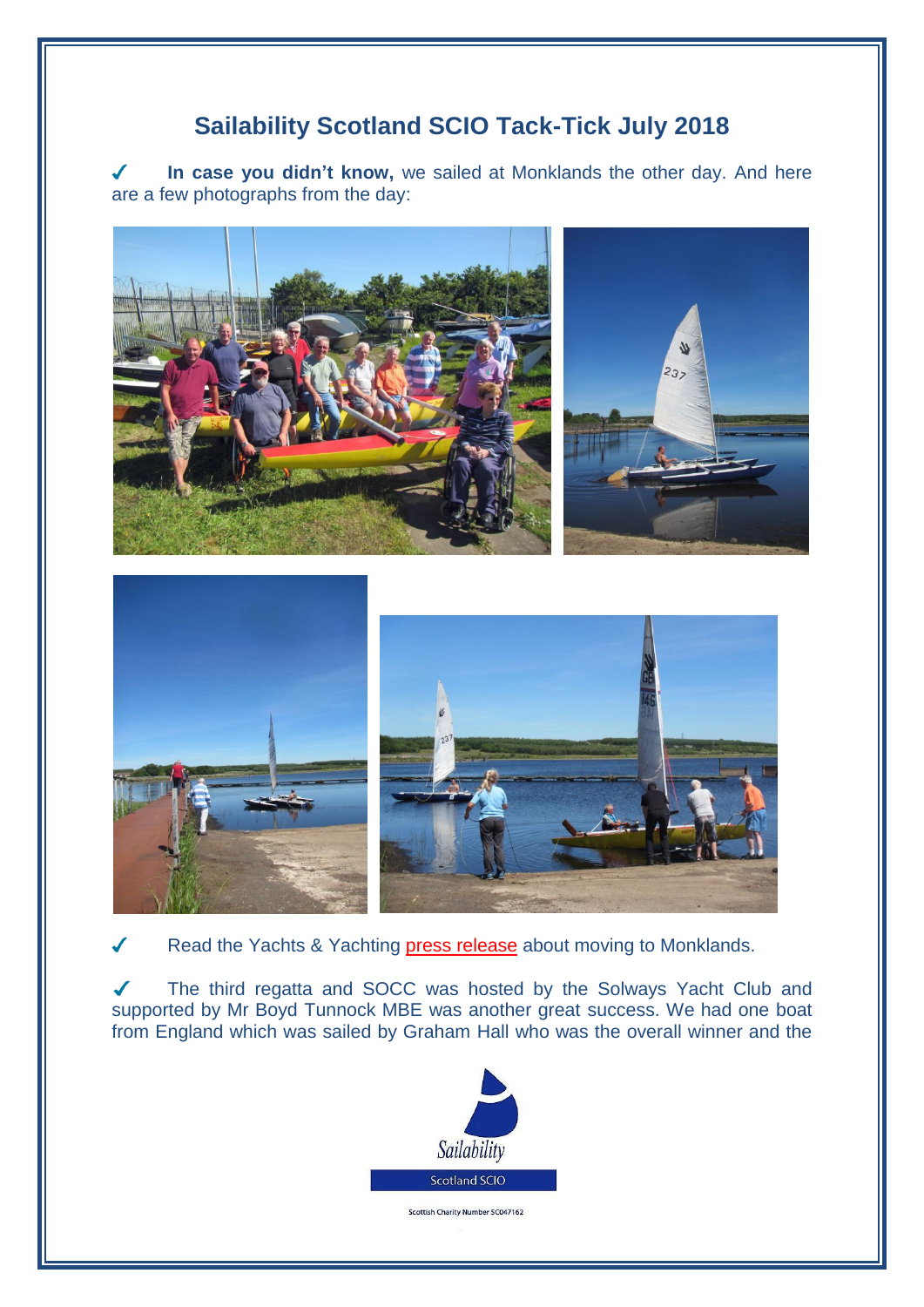# Sailability Scotland SCIO Tack-Tick July 2018

✓ **In case you didn't know,** we sailed at Monklands the other day. And here are a few photographs from the day:

✓ Read the Yachts & Yachting press release about moving to Monklands.

✓ The third regatta and SOCC was hosted by the Solways Yacht Club and supported by Mr Boyd Tunnock MBE was another great success. We had one boat from England which was sailed by Graham Hall who was the overall winner and the

Sailability

Scotland SCIO

Scottish Charity Number SC047162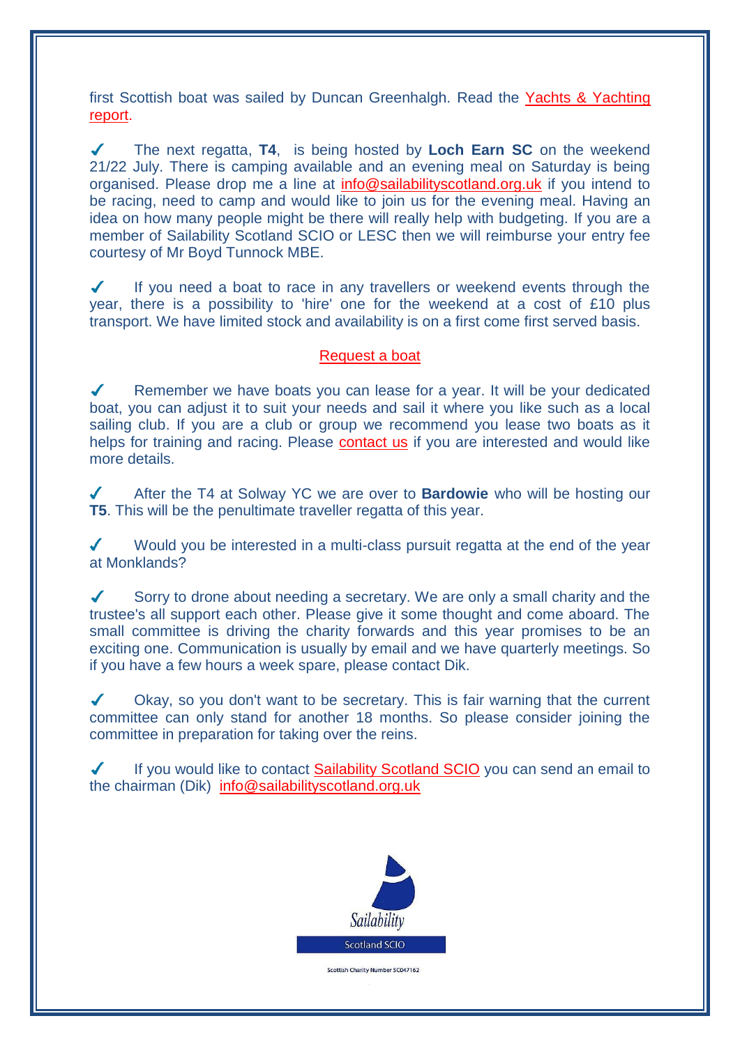first Scottish boat was sailed by Duncan Greenhalgh. Read the Yachts & Yachting report.

✓ The next regatta, **T4**, is being hosted by **Loch Earn SC** on the weekend 21/22 July. There is camping available and an evening meal on Saturday is being organised. Please drop me a line at info@sailabilityscotland.org.uk if you intend to be racing, need to camp and would like to join us for the evening meal. Having an idea on how many people might be there will really help with budgeting. If you are a member of Sailability Scotland SCIO or LESC then we will reimburse your entry fee courtesy of Mr Boyd Tunnock MBE.

✓ If you need a boat to race in any travellers or weekend events through the year, there is a possibility to 'hire' one for the weekend at a cost of £10 plus transport. We have limited stock and availability is on a first come first served basis.

Request a boat

✓ Remember we have boats you can lease for a year. It will be your dedicated boat, you can adjust it to suit your needs and sail it where you like such as a local sailing club. If you are a club or group we recommend you lease two boats as it helps for training and racing. Please contact us if you are interested and would like more details.

✓ After the T4 at Solway YC we are over to **Bardowie** who will be hosting our **T5**. This will be the penultimate traveller regatta of this year.

✓ Would you be interested in a multi-class pursuit regatta at the end of the year at Monklands?

✓ Sorry to drone about needing a secretary. We are only a small charity and the trustee's all support each other. Please give it some thought and come aboard. The small committee is driving the charity forwards and this year promises to be an exciting one. Communication is usually by email and we have quarterly meetings. So if you have a few hours a week spare, please contact Dik.

✓ Okay, so you don't want to be secretary. This is fair warning that the current committee can only stand for another 18 months. So please consider joining the committee in preparation for taking over the reins.

✓ If you would like to contact Sailability Scotland SCIO you can send an email to the chairman (Dik) info@sailabilityscotland.org.uk

Sailability

Scotland SCIO

Scottish Charity Number SC047162